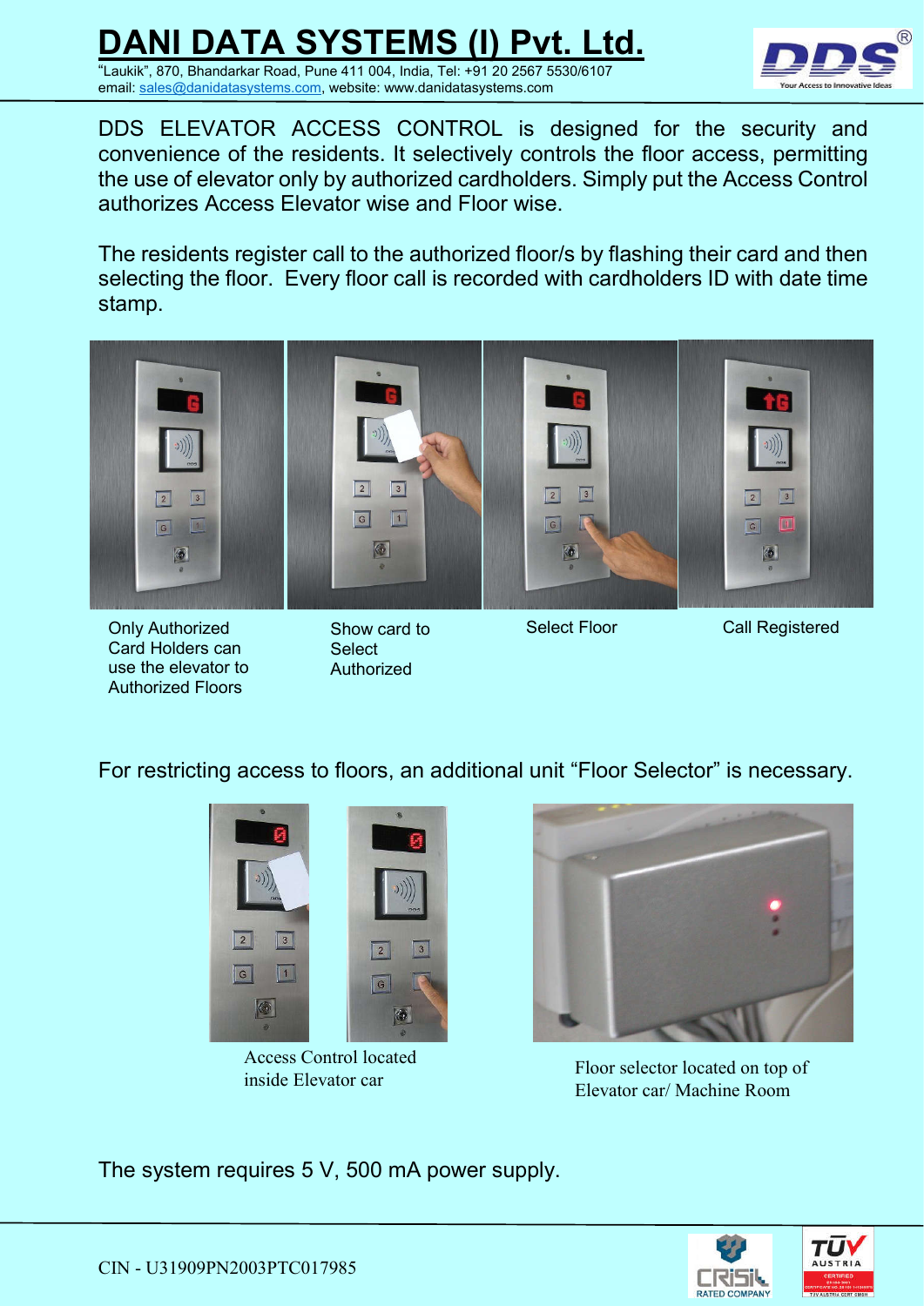# DANI DATA SYSTEMS (I) Pvt. Ltd.

"Laukik", 870, Bhandarkar Road, Pune 411 004, India, Tel: +91 20 2567 5530/6107
email: sales@danidatasystems.com, website: www.danidatasystems.com

DDS ELEVATOR ACCESS CONTROL is designed for the security and convenience of the residents. It selectively controls the floor access, permitting the use of elevator only by authorized cardholders. Simply put the Access Control authorizes Access Elevator wise and Floor wise.

The residents register call to the authorized floor/s by flashing their card and then selecting the floor. Every floor call is recorded with cardholders ID with date time stamp.

Only Authorized Card Holders can use the elevator to Authorized Floors

Show card to Select Authorized

Select Floor

Call Registered

For restricting access to floors, an additional unit "Floor Selector" is necessary.

Access Control located inside Elevator car

Floor selector located on top of Elevator car/ Machine Room

The system requires 5 V, 500 mA power supply.

CIN - U31909PN2003PTC017985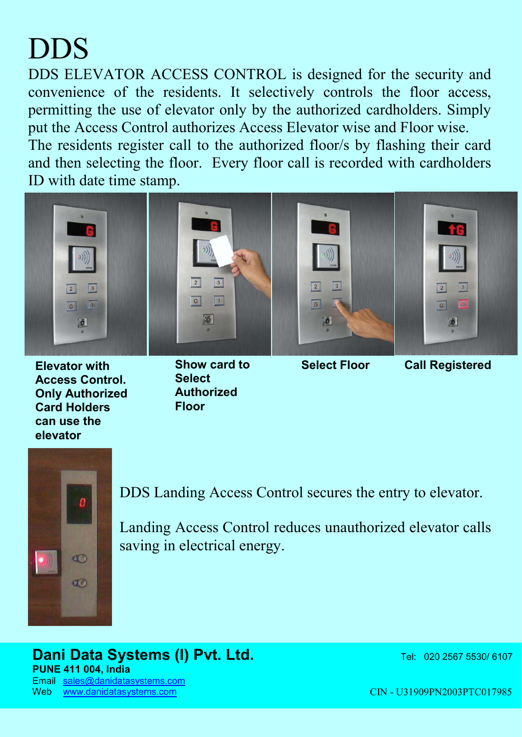# DDS

DDS ELEVATOR ACCESS CONTROL is designed for the security and convenience of the residents. It selectively controls the floor access, permitting the use of elevator only by the authorized cardholders. Simply put the Access Control authorizes Access Elevator wise and Floor wise. The residents register call to the authorized floor/s by flashing their card and then selecting the floor. Every floor call is recorded with cardholders ID with date time stamp.

**Elevator with Access Control. Only Authorized Card Holders can use the elevator**

**Show card to Select Authorized Floor**

**Select Floor**

**Call Registered**

DDS Landing Access Control secures the entry to elevator.

Landing Access Control reduces unauthorized elevator calls saving in electrical energy.

**Dani Data Systems (I) Pvt. Ltd.**
**PUNE 411 004, India**
Email sales@danidatasystems.com
Web www.danidatasystems.com

Tel: 020 2567 5530/ 6107

CIN - U31909PN2003PTC017985